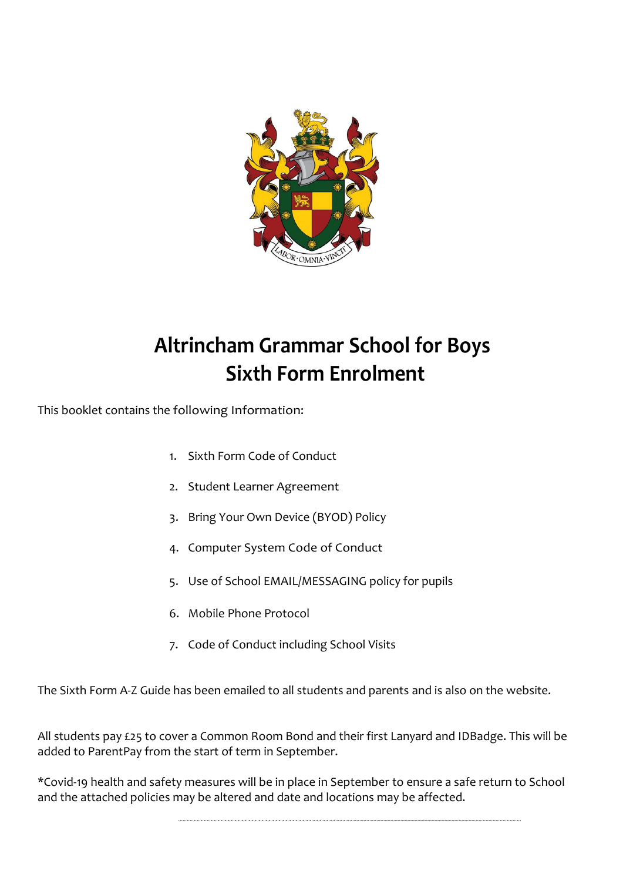# Altrincham Grammar School for Boys
# Sixth Form Enrolment

This booklet contains the following Information:

1. Sixth Form Code of Conduct
2. Student Learner Agreement
3. Bring Your Own Device (BYOD) Policy
4. Computer System Code of Conduct
5. Use of School EMAIL/MESSAGING policy for pupils
6. Mobile Phone Protocol
7. Code of Conduct including School Visits

The Sixth Form A-Z Guide has been emailed to all students and parents and is also on the website.

All students pay £25 to cover a Common Room Bond and their first Lanyard and IDBadge. This will be added to ParentPay from the start of term in September.

*Covid-19 health and safety measures will be in place in September to ensure a safe return to School and the attached policies may be altered and date and locations may be affected.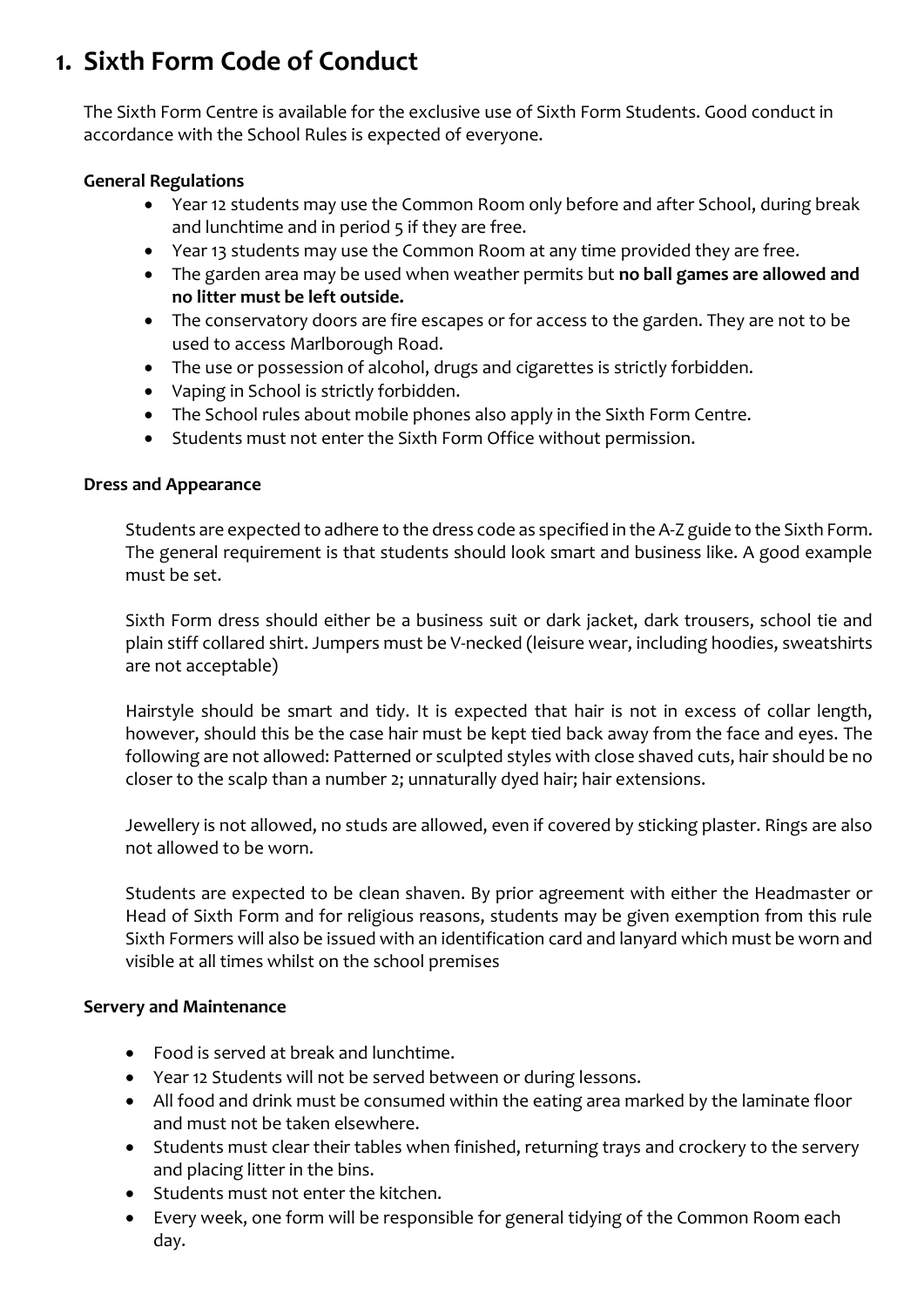# 1. Sixth Form Code of Conduct

The Sixth Form Centre is available for the exclusive use of Sixth Form Students. Good conduct in accordance with the School Rules is expected of everyone.

**General Regulations**

- Year 12 students may use the Common Room only before and after School, during break and lunchtime and in period 5 if they are free.
- Year 13 students may use the Common Room at any time provided they are free.
- The garden area may be used when weather permits but **no ball games are allowed and no litter must be left outside.**
- The conservatory doors are fire escapes or for access to the garden. They are not to be used to access Marlborough Road.
- The use or possession of alcohol, drugs and cigarettes is strictly forbidden.
- Vaping in School is strictly forbidden.
- The School rules about mobile phones also apply in the Sixth Form Centre.
- Students must not enter the Sixth Form Office without permission.

**Dress and Appearance**

Students are expected to adhere to the dress code as specified in the A-Z guide to the Sixth Form. The general requirement is that students should look smart and business like. A good example must be set.

Sixth Form dress should either be a business suit or dark jacket, dark trousers, school tie and plain stiff collared shirt. Jumpers must be V-necked (leisure wear, including hoodies, sweatshirts are not acceptable)

Hairstyle should be smart and tidy. It is expected that hair is not in excess of collar length, however, should this be the case hair must be kept tied back away from the face and eyes. The following are not allowed: Patterned or sculpted styles with close shaved cuts, hair should be no closer to the scalp than a number 2; unnaturally dyed hair; hair extensions.

Jewellery is not allowed, no studs are allowed, even if covered by sticking plaster. Rings are also not allowed to be worn.

Students are expected to be clean shaven. By prior agreement with either the Headmaster or Head of Sixth Form and for religious reasons, students may be given exemption from this rule Sixth Formers will also be issued with an identification card and lanyard which must be worn and visible at all times whilst on the school premises

**Servery and Maintenance**

- Food is served at break and lunchtime.
- Year 12 Students will not be served between or during lessons.
- All food and drink must be consumed within the eating area marked by the laminate floor and must not be taken elsewhere.
- Students must clear their tables when finished, returning trays and crockery to the servery and placing litter in the bins.
- Students must not enter the kitchen.
- Every week, one form will be responsible for general tidying of the Common Room each day.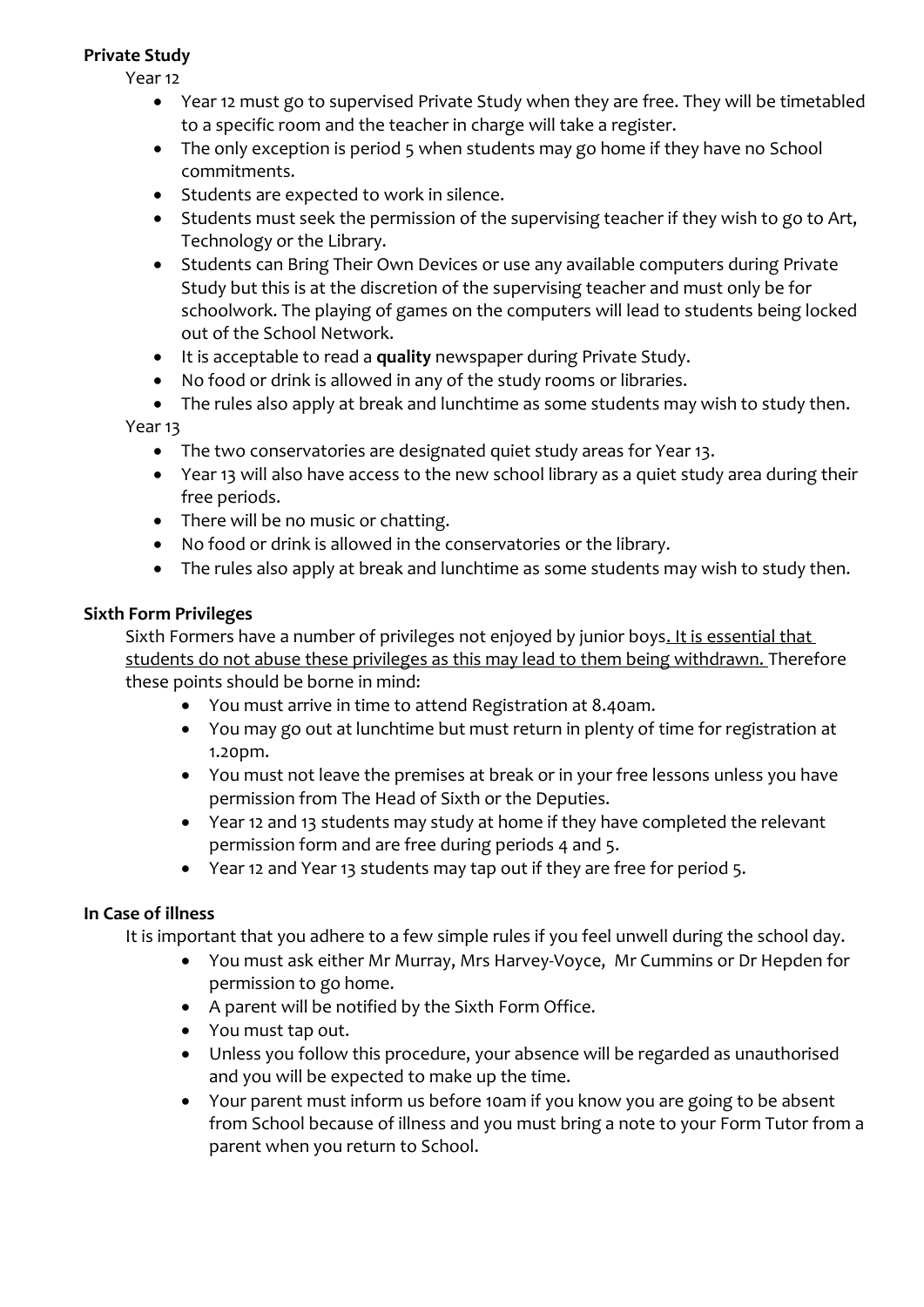**Private Study**

Year 12

- Year 12 must go to supervised Private Study when they are free. They will be timetabled to a specific room and the teacher in charge will take a register.
- The only exception is period 5 when students may go home if they have no School commitments.
- Students are expected to work in silence.
- Students must seek the permission of the supervising teacher if they wish to go to Art, Technology or the Library.
- Students can Bring Their Own Devices or use any available computers during Private Study but this is at the discretion of the supervising teacher and must only be for schoolwork. The playing of games on the computers will lead to students being locked out of the School Network.
- It is acceptable to read a **quality** newspaper during Private Study.
- No food or drink is allowed in any of the study rooms or libraries.
- The rules also apply at break and lunchtime as some students may wish to study then.

Year 13

- The two conservatories are designated quiet study areas for Year 13.
- Year 13 will also have access to the new school library as a quiet study area during their free periods.
- There will be no music or chatting.
- No food or drink is allowed in the conservatories or the library.
- The rules also apply at break and lunchtime as some students may wish to study then.

**Sixth Form Privileges**

Sixth Formers have a number of privileges not enjoyed by junior boys. It is essential that students do not abuse these privileges as this may lead to them being withdrawn. Therefore these points should be borne in mind:

- You must arrive in time to attend Registration at 8.40am.
- You may go out at lunchtime but must return in plenty of time for registration at 1.20pm.
- You must not leave the premises at break or in your free lessons unless you have permission from The Head of Sixth or the Deputies.
- Year 12 and 13 students may study at home if they have completed the relevant permission form and are free during periods 4 and 5.
- Year 12 and Year 13 students may tap out if they are free for period 5.

**In Case of illness**

It is important that you adhere to a few simple rules if you feel unwell during the school day.

- You must ask either Mr Murray, Mrs Harvey-Voyce, Mr Cummins or Dr Hepden for permission to go home.
- A parent will be notified by the Sixth Form Office.
- You must tap out.
- Unless you follow this procedure, your absence will be regarded as unauthorised and you will be expected to make up the time.
- Your parent must inform us before 10am if you know you are going to be absent from School because of illness and you must bring a note to your Form Tutor from a parent when you return to School.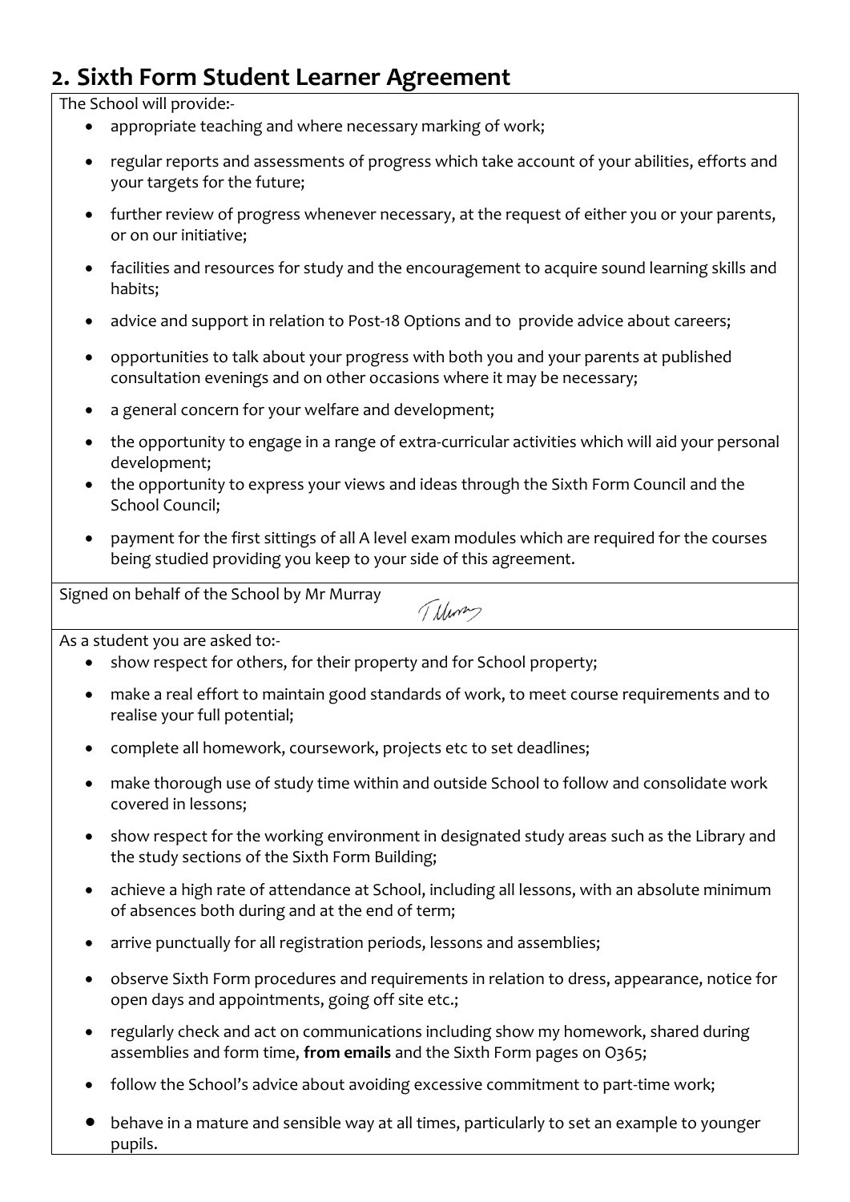## 2. Sixth Form Student Learner Agreement

The School will provide:-

- appropriate teaching and where necessary marking of work;
- regular reports and assessments of progress which take account of your abilities, efforts and your targets for the future;
- further review of progress whenever necessary, at the request of either you or your parents, or on our initiative;
- facilities and resources for study and the encouragement to acquire sound learning skills and habits;
- advice and support in relation to Post-18 Options and to provide advice about careers;
- opportunities to talk about your progress with both you and your parents at published consultation evenings and on other occasions where it may be necessary;
- a general concern for your welfare and development;
- the opportunity to engage in a range of extra-curricular activities which will aid your personal development;
- the opportunity to express your views and ideas through the Sixth Form Council and the School Council;
- payment for the first sittings of all A level exam modules which are required for the courses being studied providing you keep to your side of this agreement.

Signed on behalf of the School by Mr Murray T Murray

As a student you are asked to:-

- show respect for others, for their property and for School property;
- make a real effort to maintain good standards of work, to meet course requirements and to realise your full potential;
- complete all homework, coursework, projects etc to set deadlines;
- make thorough use of study time within and outside School to follow and consolidate work covered in lessons;
- show respect for the working environment in designated study areas such as the Library and the study sections of the Sixth Form Building;
- achieve a high rate of attendance at School, including all lessons, with an absolute minimum of absences both during and at the end of term;
- arrive punctually for all registration periods, lessons and assemblies;
- observe Sixth Form procedures and requirements in relation to dress, appearance, notice for open days and appointments, going off site etc.;
- regularly check and act on communications including show my homework, shared during assemblies and form time, **from emails** and the Sixth Form pages on O365;
- follow the School's advice about avoiding excessive commitment to part-time work;
- behave in a mature and sensible way at all times, particularly to set an example to younger pupils.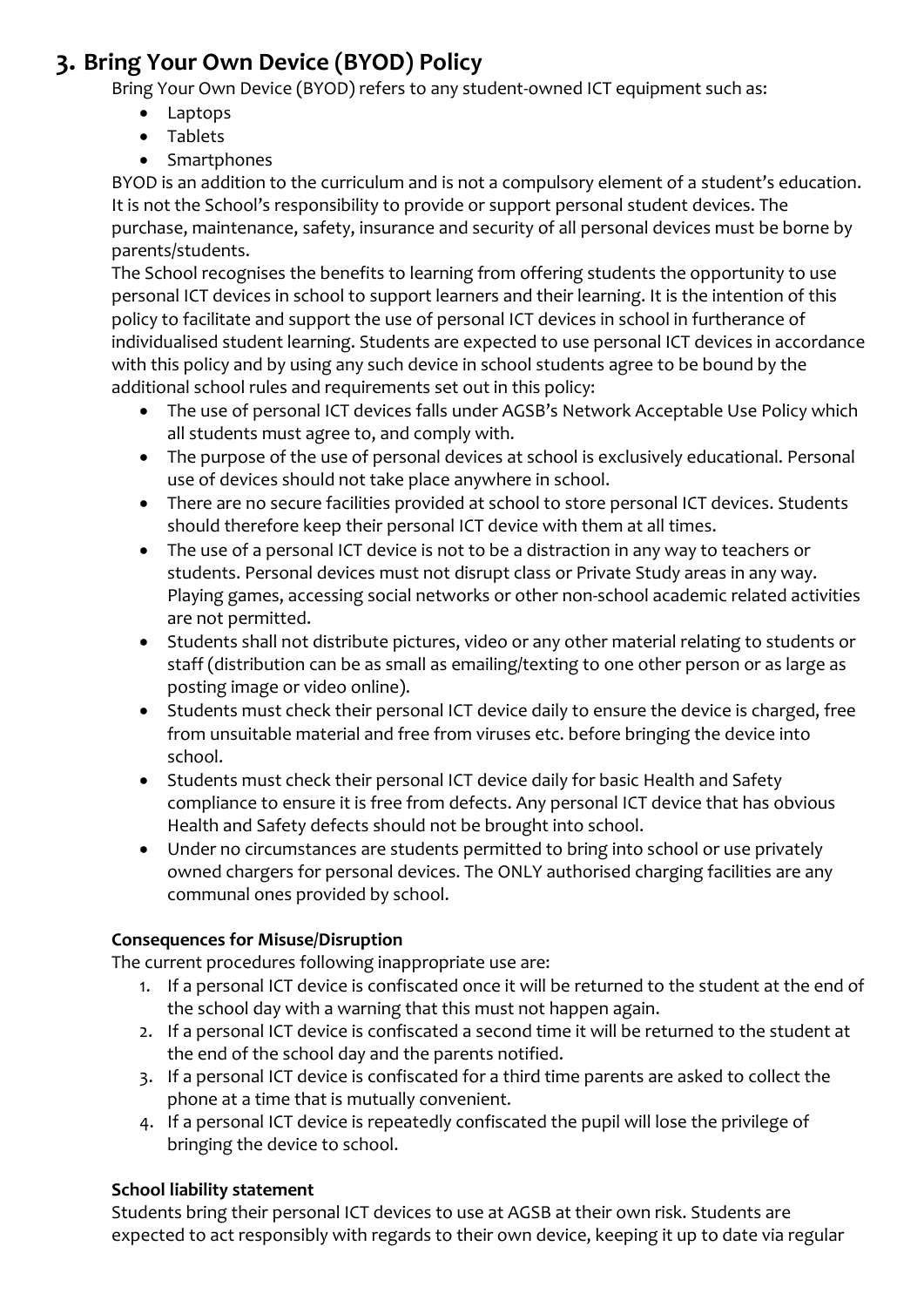# 3. Bring Your Own Device (BYOD) Policy

Bring Your Own Device (BYOD) refers to any student-owned ICT equipment such as:

- Laptops
- Tablets
- Smartphones

BYOD is an addition to the curriculum and is not a compulsory element of a student's education. It is not the School's responsibility to provide or support personal student devices. The purchase, maintenance, safety, insurance and security of all personal devices must be borne by parents/students.

The School recognises the benefits to learning from offering students the opportunity to use personal ICT devices in school to support learners and their learning. It is the intention of this policy to facilitate and support the use of personal ICT devices in school in furtherance of individualised student learning. Students are expected to use personal ICT devices in accordance with this policy and by using any such device in school students agree to be bound by the additional school rules and requirements set out in this policy:

- The use of personal ICT devices falls under AGSB's Network Acceptable Use Policy which all students must agree to, and comply with.
- The purpose of the use of personal devices at school is exclusively educational. Personal use of devices should not take place anywhere in school.
- There are no secure facilities provided at school to store personal ICT devices. Students should therefore keep their personal ICT device with them at all times.
- The use of a personal ICT device is not to be a distraction in any way to teachers or students. Personal devices must not disrupt class or Private Study areas in any way. Playing games, accessing social networks or other non-school academic related activities are not permitted.
- Students shall not distribute pictures, video or any other material relating to students or staff (distribution can be as small as emailing/texting to one other person or as large as posting image or video online).
- Students must check their personal ICT device daily to ensure the device is charged, free from unsuitable material and free from viruses etc. before bringing the device into school.
- Students must check their personal ICT device daily for basic Health and Safety compliance to ensure it is free from defects. Any personal ICT device that has obvious Health and Safety defects should not be brought into school.
- Under no circumstances are students permitted to bring into school or use privately owned chargers for personal devices. The ONLY authorised charging facilities are any communal ones provided by school.

**Consequences for Misuse/Disruption**

The current procedures following inappropriate use are:

1. If a personal ICT device is confiscated once it will be returned to the student at the end of the school day with a warning that this must not happen again.
2. If a personal ICT device is confiscated a second time it will be returned to the student at the end of the school day and the parents notified.
3. If a personal ICT device is confiscated for a third time parents are asked to collect the phone at a time that is mutually convenient.
4. If a personal ICT device is repeatedly confiscated the pupil will lose the privilege of bringing the device to school.

**School liability statement**

Students bring their personal ICT devices to use at AGSB at their own risk. Students are expected to act responsibly with regards to their own device, keeping it up to date via regular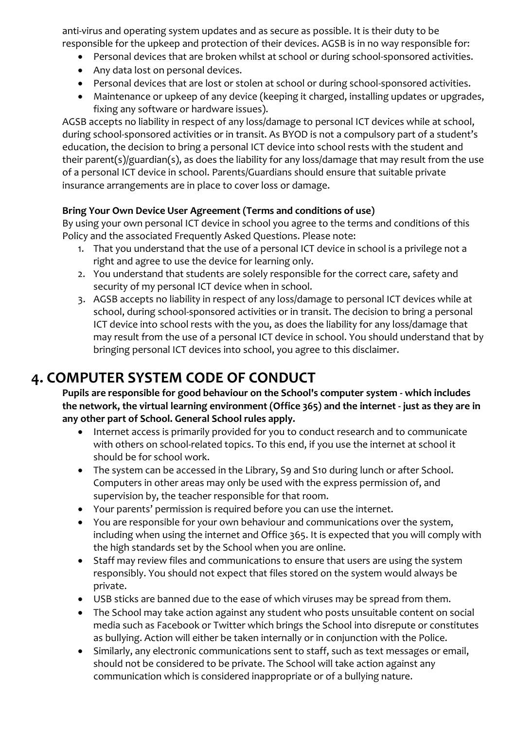anti-virus and operating system updates and as secure as possible. It is their duty to be responsible for the upkeep and protection of their devices. AGSB is in no way responsible for:

- Personal devices that are broken whilst at school or during school-sponsored activities.
- Any data lost on personal devices.
- Personal devices that are lost or stolen at school or during school-sponsored activities.
- Maintenance or upkeep of any device (keeping it charged, installing updates or upgrades, fixing any software or hardware issues).

AGSB accepts no liability in respect of any loss/damage to personal ICT devices while at school, during school-sponsored activities or in transit. As BYOD is not a compulsory part of a student's education, the decision to bring a personal ICT device into school rests with the student and their parent(s)/guardian(s), as does the liability for any loss/damage that may result from the use of a personal ICT device in school. Parents/Guardians should ensure that suitable private insurance arrangements are in place to cover loss or damage.

**Bring Your Own Device User Agreement (Terms and conditions of use)**

By using your own personal ICT device in school you agree to the terms and conditions of this Policy and the associated Frequently Asked Questions. Please note:

1. That you understand that the use of a personal ICT device in school is a privilege not a right and agree to use the device for learning only.
2. You understand that students are solely responsible for the correct care, safety and security of my personal ICT device when in school.
3. AGSB accepts no liability in respect of any loss/damage to personal ICT devices while at school, during school-sponsored activities or in transit. The decision to bring a personal ICT device into school rests with the you, as does the liability for any loss/damage that may result from the use of a personal ICT device in school. You should understand that by bringing personal ICT devices into school, you agree to this disclaimer.

# 4. COMPUTER SYSTEM CODE OF CONDUCT

**Pupils are responsible for good behaviour on the School's computer system - which includes the network, the virtual learning environment (Office 365) and the internet - just as they are in any other part of School. General School rules apply.**

- Internet access is primarily provided for you to conduct research and to communicate with others on school-related topics. To this end, if you use the internet at school it should be for school work.
- The system can be accessed in the Library, S9 and S10 during lunch or after School. Computers in other areas may only be used with the express permission of, and supervision by, the teacher responsible for that room.
- Your parents' permission is required before you can use the internet.
- You are responsible for your own behaviour and communications over the system, including when using the internet and Office 365. It is expected that you will comply with the high standards set by the School when you are online.
- Staff may review files and communications to ensure that users are using the system responsibly. You should not expect that files stored on the system would always be private.
- USB sticks are banned due to the ease of which viruses may be spread from them.
- The School may take action against any student who posts unsuitable content on social media such as Facebook or Twitter which brings the School into disrepute or constitutes as bullying. Action will either be taken internally or in conjunction with the Police.
- Similarly, any electronic communications sent to staff, such as text messages or email, should not be considered to be private. The School will take action against any communication which is considered inappropriate or of a bullying nature.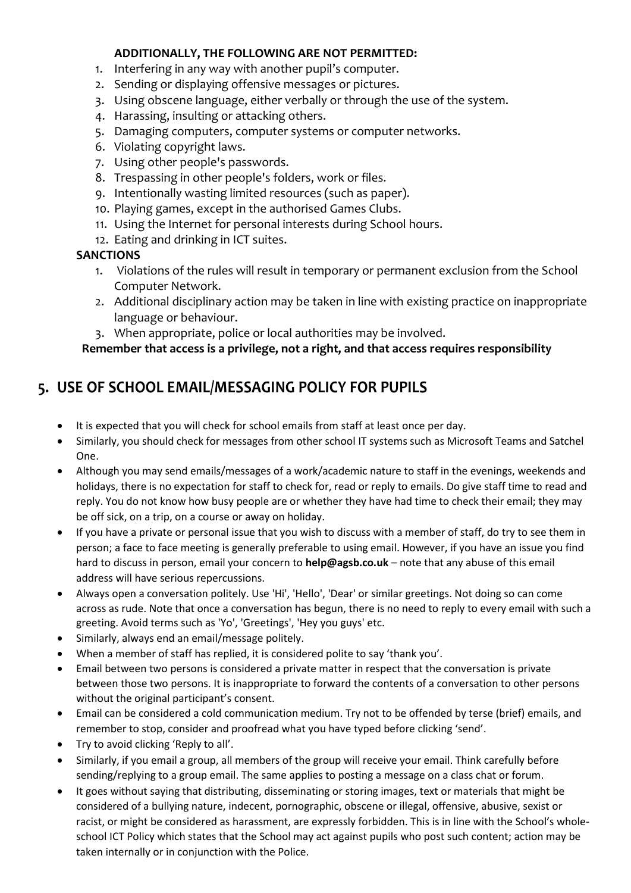**ADDITIONALLY, THE FOLLOWING ARE NOT PERMITTED:**

1. Interfering in any way with another pupil's computer.
2. Sending or displaying offensive messages or pictures.
3. Using obscene language, either verbally or through the use of the system.
4. Harassing, insulting or attacking others.
5. Damaging computers, computer systems or computer networks.
6. Violating copyright laws.
7. Using other people's passwords.
8. Trespassing in other people's folders, work or files.
9. Intentionally wasting limited resources (such as paper).
10. Playing games, except in the authorised Games Clubs.
11. Using the Internet for personal interests during School hours.
12. Eating and drinking in ICT suites.

**SANCTIONS**

1. Violations of the rules will result in temporary or permanent exclusion from the School Computer Network.
2. Additional disciplinary action may be taken in line with existing practice on inappropriate language or behaviour.
3. When appropriate, police or local authorities may be involved.

**Remember that access is a privilege, not a right, and that access requires responsibility**

## 5. USE OF SCHOOL EMAIL/MESSAGING POLICY FOR PUPILS

- It is expected that you will check for school emails from staff at least once per day.
- Similarly, you should check for messages from other school IT systems such as Microsoft Teams and Satchel One.
- Although you may send emails/messages of a work/academic nature to staff in the evenings, weekends and holidays, there is no expectation for staff to check for, read or reply to emails. Do give staff time to read and reply. You do not know how busy people are or whether they have had time to check their email; they may be off sick, on a trip, on a course or away on holiday.
- If you have a private or personal issue that you wish to discuss with a member of staff, do try to see them in person; a face to face meeting is generally preferable to using email. However, if you have an issue you find hard to discuss in person, email your concern to **help@agsb.co.uk** – note that any abuse of this email address will have serious repercussions.
- Always open a conversation politely. Use 'Hi', 'Hello', 'Dear' or similar greetings. Not doing so can come across as rude. Note that once a conversation has begun, there is no need to reply to every email with such a greeting. Avoid terms such as 'Yo', 'Greetings', 'Hey you guys' etc.
- Similarly, always end an email/message politely.
- When a member of staff has replied, it is considered polite to say 'thank you'.
- Email between two persons is considered a private matter in respect that the conversation is private between those two persons. It is inappropriate to forward the contents of a conversation to other persons without the original participant's consent.
- Email can be considered a cold communication medium. Try not to be offended by terse (brief) emails, and remember to stop, consider and proofread what you have typed before clicking 'send'.
- Try to avoid clicking 'Reply to all'.
- Similarly, if you email a group, all members of the group will receive your email. Think carefully before sending/replying to a group email. The same applies to posting a message on a class chat or forum.
- It goes without saying that distributing, disseminating or storing images, text or materials that might be considered of a bullying nature, indecent, pornographic, obscene or illegal, offensive, abusive, sexist or racist, or might be considered as harassment, are expressly forbidden. This is in line with the School's whole-school ICT Policy which states that the School may act against pupils who post such content; action may be taken internally or in conjunction with the Police.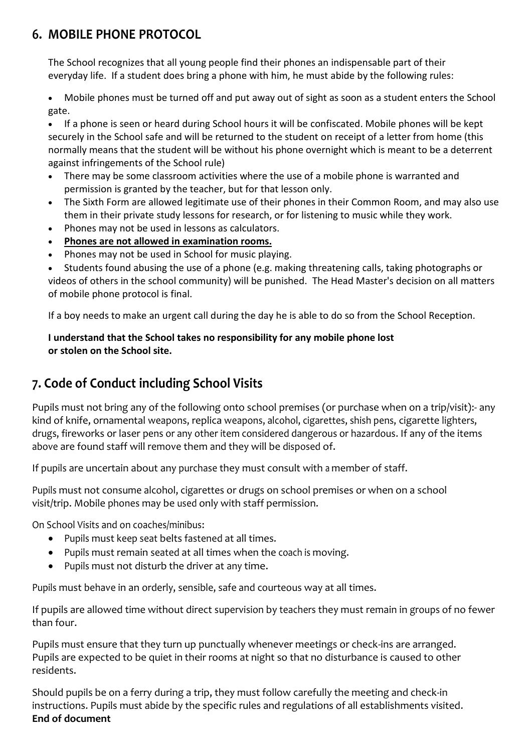## 6. MOBILE PHONE PROTOCOL

The School recognizes that all young people find their phones an indispensable part of their everyday life. If a student does bring a phone with him, he must abide by the following rules:

- Mobile phones must be turned off and put away out of sight as soon as a student enters the School gate.
- If a phone is seen or heard during School hours it will be confiscated. Mobile phones will be kept securely in the School safe and will be returned to the student on receipt of a letter from home (this normally means that the student will be without his phone overnight which is meant to be a deterrent against infringements of the School rule)
- There may be some classroom activities where the use of a mobile phone is warranted and permission is granted by the teacher, but for that lesson only.
- The Sixth Form are allowed legitimate use of their phones in their Common Room, and may also use them in their private study lessons for research, or for listening to music while they work.
- Phones may not be used in lessons as calculators.
- **Phones are not allowed in examination rooms.**
- Phones may not be used in School for music playing.
- Students found abusing the use of a phone (e.g. making threatening calls, taking photographs or videos of others in the school community) will be punished. The Head Master's decision on all matters of mobile phone protocol is final.

If a boy needs to make an urgent call during the day he is able to do so from the School Reception.

**I understand that the School takes no responsibility for any mobile phone lost or stolen on the School site.**

## 7. Code of Conduct including School Visits

Pupils must not bring any of the following onto school premises (or purchase when on a trip/visit):- any kind of knife, ornamental weapons, replica weapons, alcohol, cigarettes, shish pens, cigarette lighters, drugs, fireworks or laser pens or any other item considered dangerous or hazardous. If any of the items above are found staff will remove them and they will be disposed of.

If pupils are uncertain about any purchase they must consult with a member of staff.

Pupils must not consume alcohol, cigarettes or drugs on school premises or when on a school visit/trip. Mobile phones may be used only with staff permission.

On School Visits and on coaches/minibus:

- Pupils must keep seat belts fastened at all times.
- Pupils must remain seated at all times when the coach is moving.
- Pupils must not disturb the driver at any time.

Pupils must behave in an orderly, sensible, safe and courteous way at all times.

If pupils are allowed time without direct supervision by teachers they must remain in groups of no fewer than four.

Pupils must ensure that they turn up punctually whenever meetings or check-ins are arranged. Pupils are expected to be quiet in their rooms at night so that no disturbance is caused to other residents.

Should pupils be on a ferry during a trip, they must follow carefully the meeting and check-in instructions. Pupils must abide by the specific rules and regulations of all establishments visited.

**End of document**